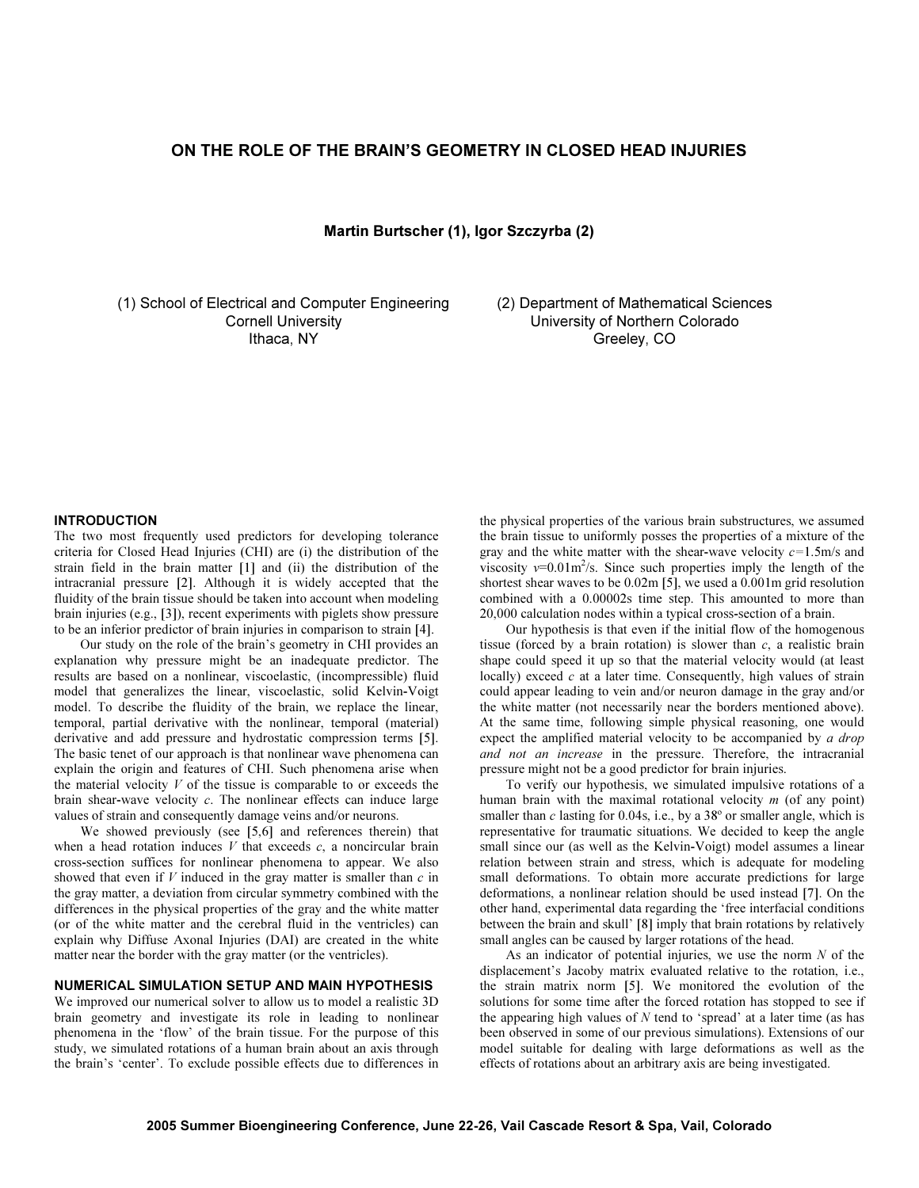# ON THE ROLE OF THE BRAIN'S GEOMETRY IN CLOSED HEAD INJURIES

**Martin Burtscher (1), Igor Szczyrba (2)**

(1) School of Electrical and Computer Engineering
Cornell University
Ithaca, NY

(2) Department of Mathematical Sciences
University of Northern Colorado
Greeley, CO

## INTRODUCTION

The two most frequently used predictors for developing tolerance criteria for Closed Head Injuries (CHI) are (i) the distribution of the strain field in the brain matter [1] and (ii) the distribution of the intracranial pressure [2]. Although it is widely accepted that the fluidity of the brain tissue should be taken into account when modeling brain injuries (e.g., [3]), recent experiments with piglets show pressure to be an inferior predictor of brain injuries in comparison to strain [4].

Our study on the role of the brain's geometry in CHI provides an explanation why pressure might be an inadequate predictor. The results are based on a nonlinear, viscoelastic, (incompressible) fluid model that generalizes the linear, viscoelastic, solid Kelvin-Voigt model. To describe the fluidity of the brain, we replace the linear, temporal, partial derivative with the nonlinear, temporal (material) derivative and add pressure and hydrostatic compression terms [5]. The basic tenet of our approach is that nonlinear wave phenomena can explain the origin and features of CHI. Such phenomena arise when the material velocity $V$ of the tissue is comparable to or exceeds the brain shear-wave velocity $c$. The nonlinear effects can induce large values of strain and consequently damage veins and/or neurons.

We showed previously (see [5,6] and references therein) that when a head rotation induces $V$ that exceeds $c$, a noncircular brain cross-section suffices for nonlinear phenomena to appear. We also showed that even if $V$ induced in the gray matter is smaller than $c$ in the gray matter, a deviation from circular symmetry combined with the differences in the physical properties of the gray and the white matter (or of the white matter and the cerebral fluid in the ventricles) can explain why Diffuse Axonal Injuries (DAI) are created in the white matter near the border with the gray matter (or the ventricles).

## NUMERICAL SIMULATION SETUP AND MAIN HYPOTHESIS

We improved our numerical solver to allow us to model a realistic 3D brain geometry and investigate its role in leading to nonlinear phenomena in the 'flow' of the brain tissue. For the purpose of this study, we simulated rotations of a human brain about an axis through the brain's 'center'. To exclude possible effects due to differences in the physical properties of the various brain substructures, we assumed the brain tissue to uniformly posses the properties of a mixture of the gray and the white matter with the shear-wave velocity $c$=1.5m/s and viscosity $v$=0.01m$^2$/s. Since such properties imply the length of the shortest shear waves to be 0.02m [5], we used a 0.001m grid resolution combined with a 0.00002s time step. This amounted to more than 20,000 calculation nodes within a typical cross-section of a brain.

Our hypothesis is that even if the initial flow of the homogenous tissue (forced by a brain rotation) is slower than $c$, a realistic brain shape could speed it up so that the material velocity would (at least locally) exceed $c$ at a later time. Consequently, high values of strain could appear leading to vein and/or neuron damage in the gray and/or the white matter (not necessarily near the borders mentioned above). At the same time, following simple physical reasoning, one would expect the amplified material velocity to be accompanied by *a drop and not an increase* in the pressure. Therefore, the intracranial pressure might not be a good predictor for brain injuries.

To verify our hypothesis, we simulated impulsive rotations of a human brain with the maximal rotational velocity $m$ (of any point) smaller than $c$ lasting for 0.04s, i.e., by a 38$^{o}$ or smaller angle, which is representative for traumatic situations. We decided to keep the angle small since our (as well as the Kelvin-Voigt) model assumes a linear relation between strain and stress, which is adequate for modeling small deformations. To obtain more accurate predictions for large deformations, a nonlinear relation should be used instead [7]. On the other hand, experimental data regarding the 'free interfacial conditions between the brain and skull' [8] imply that brain rotations by relatively small angles can be caused by larger rotations of the head.

As an indicator of potential injuries, we use the norm $N$ of the displacement's Jacoby matrix evaluated relative to the rotation, i.e., the strain matrix norm [5]. We monitored the evolution of the solutions for some time after the forced rotation has stopped to see if the appearing high values of $N$ tend to 'spread' at a later time (as has been observed in some of our previous simulations). Extensions of our model suitable for dealing with large deformations as well as the effects of rotations about an arbitrary axis are being investigated.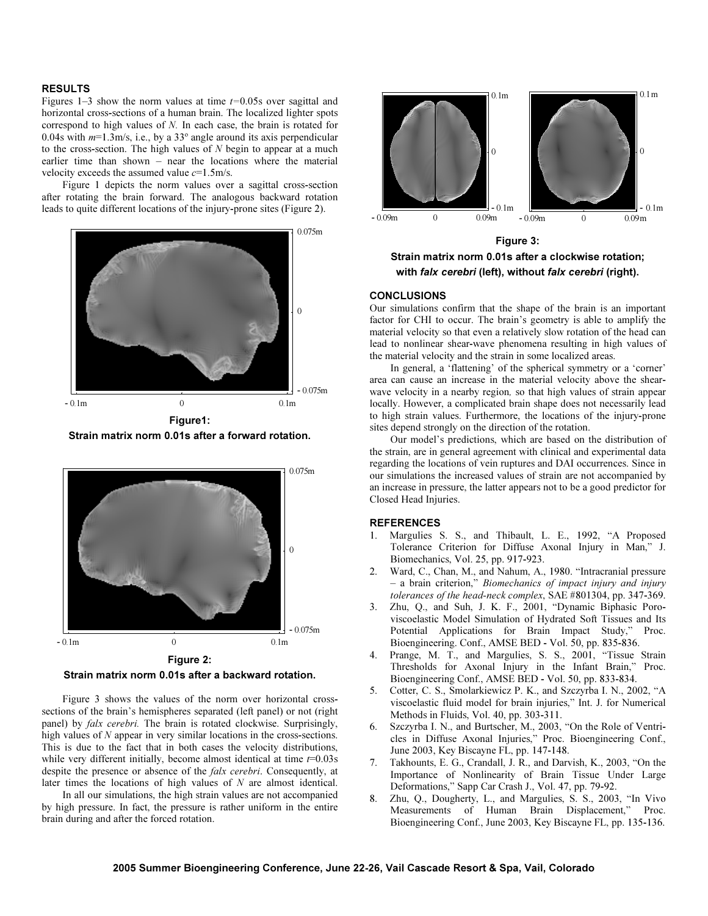## RESULTS

Figures 1–3 show the norm values at time $t$=0.05s over sagittal and horizontal cross-sections of a human brain. The localized lighter spots correspond to high values of $N$. In each case, the brain is rotated for 0.04s with $m$=1.3m/s, i.e., by a 33° angle around its axis perpendicular to the cross-section. The high values of $N$ begin to appear at a much earlier time than shown – near the locations where the material velocity exceeds the assumed value $c$=1.5m/s.

Figure 1 depicts the norm values over a sagittal cross-section after rotating the brain forward. The analogous backward rotation leads to quite different locations of the injury-prone sites (Figure 2).

0.075m
0
- 0.075m
- 0.1m
0
0.1m

**Figure1:**
**Strain matrix norm 0.01s after a forward rotation.**

0.075m
0
- 0.075m
- 0.1m
0
0.1m

**Figure 2:**
**Strain matrix norm 0.01s after a backward rotation.**

Figure 3 shows the values of the norm over horizontal cross-sections of the brain's hemispheres separated (left panel) or not (right panel) by *falx cerebri.* The brain is rotated clockwise. Surprisingly, high values of $N$ appear in very similar locations in the cross-sections. This is due to the fact that in both cases the velocity distributions, while very different initially, become almost identical at time $t$=0.03s despite the presence or absence of the *falx cerebri*. Consequently, at later times the locations of high values of $N$ are almost identical.

In all our simulations, the high strain values are not accompanied by high pressure. In fact, the pressure is rather uniform in the entire brain during and after the forced rotation.

0.1m
0
- 0.1m
- 0.09m
0
0.09m
0.1m
0
- 0.1m
- 0.09m
0
0.09m

**Figure 3:**
**Strain matrix norm 0.01s after a clockwise rotation; with *falx cerebri* (left), without *falx cerebri* (right).**

## CONCLUSIONS

Our simulations confirm that the shape of the brain is an important factor for CHI to occur. The brain's geometry is able to amplify the material velocity so that even a relatively slow rotation of the head can lead to nonlinear shear-wave phenomena resulting in high values of the material velocity and the strain in some localized areas.

In general, a 'flattening' of the spherical symmetry or a 'corner' area can cause an increase in the material velocity above the shear-wave velocity in a nearby region, so that high values of strain appear locally. However, a complicated brain shape does not necessarily lead to high strain values. Furthermore, the locations of the injury-prone sites depend strongly on the direction of the rotation.

Our model's predictions, which are based on the distribution of the strain, are in general agreement with clinical and experimental data regarding the locations of vein ruptures and DAI occurrences. Since in our simulations the increased values of strain are not accompanied by an increase in pressure, the latter appears not to be a good predictor for Closed Head Injuries.

## REFERENCES

1. Margulies S. S., and Thibault, L. E., 1992, "A Proposed Tolerance Criterion for Diffuse Axonal Injury in Man," J. Biomechanics, Vol. 25, pp. 917-923.
2. Ward, C., Chan, M., and Nahum, A., 1980. "Intracranial pressure – a brain criterion," *Biomechanics of impact injury and injury tolerances of the head-neck complex*, SAE #801304, pp. 347-369.
3. Zhu, Q., and Suh, J. K. F., 2001, "Dynamic Biphasic Poro-viscoelastic Model Simulation of Hydrated Soft Tissues and Its Potential Applications for Brain Impact Study," Proc. Bioengineering. Conf., AMSE BED - Vol. 50, pp. 835-836.
4. Prange, M. T., and Margulies, S. S., 2001, "Tissue Strain Thresholds for Axonal Injury in the Infant Brain," Proc. Bioengineering Conf., AMSE BED - Vol. 50, pp. 833-834.
5. Cotter, C. S., Smolarkiewicz P. K., and Szczyrba I. N., 2002, "A viscoelastic fluid model for brain injuries," Int. J. for Numerical Methods in Fluids, Vol. 40, pp. 303-311.
6. Szczyrba I. N., and Burtscher, M., 2003, "On the Role of Ventricles in Diffuse Axonal Injuries," Proc. Bioengineering Conf., June 2003, Key Biscayne FL, pp. 147-148.
7. Takhounts, E. G., Crandall, J. R., and Darvish, K., 2003, "On the Importance of Nonlinearity of Brain Tissue Under Large Deformations," Sapp Car Crash J., Vol. 47, pp. 79-92.
8. Zhu, Q., Dougherty, L., and Margulies, S. S., 2003, "In Vivo Measurements of Human Brain Displacement," Proc. Bioengineering Conf., June 2003, Key Biscayne FL, pp. 135-136.